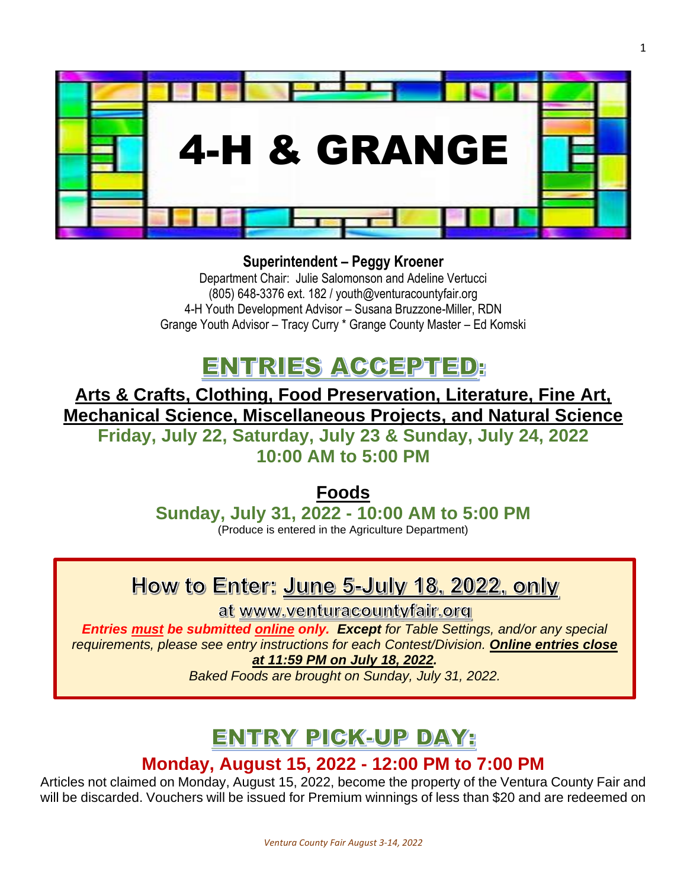# 4-H & GRANGE

**Superintendent – Peggy Kroener**

Department Chair: Julie Salomonson and Adeline Vertucci
(805) 648-3376 ext. 182 / youth@venturacountyfair.org
4-H Youth Development Advisor – Susana Bruzzone-Miller, RDN
Grange Youth Advisor – Tracy Curry * Grange County Master – Ed Komski

## ENTRIES ACCEPTED:

**Arts & Crafts, Clothing, Food Preservation, Literature, Fine Art, Mechanical Science, Miscellaneous Projects, and Natural Science**

**Friday, July 22, Saturday, July 23 & Sunday, July 24, 2022**
**10:00 AM to 5:00 PM**

**Foods**

**Sunday, July 31, 2022 - 10:00 AM to 5:00 PM**
(Produce is entered in the Agriculture Department)

## How to Enter: June 5-July 18, 2022, only

**at www.venturacountyfair.org**

***Entries must be submitted online only.*** ***Except*** *for Table Settings, and/or any special requirements, please see entry instructions for each Contest/Division.* ***Online entries close at 11:59 PM on July 18, 2022.***

*Baked Foods are brought on Sunday, July 31, 2022.*

## ENTRY PICK-UP DAY:

**Monday, August 15, 2022 - 12:00 PM to 7:00 PM**

Articles not claimed on Monday, August 15, 2022, become the property of the Ventura County Fair and will be discarded. Vouchers will be issued for Premium winnings of less than $20 and are redeemed on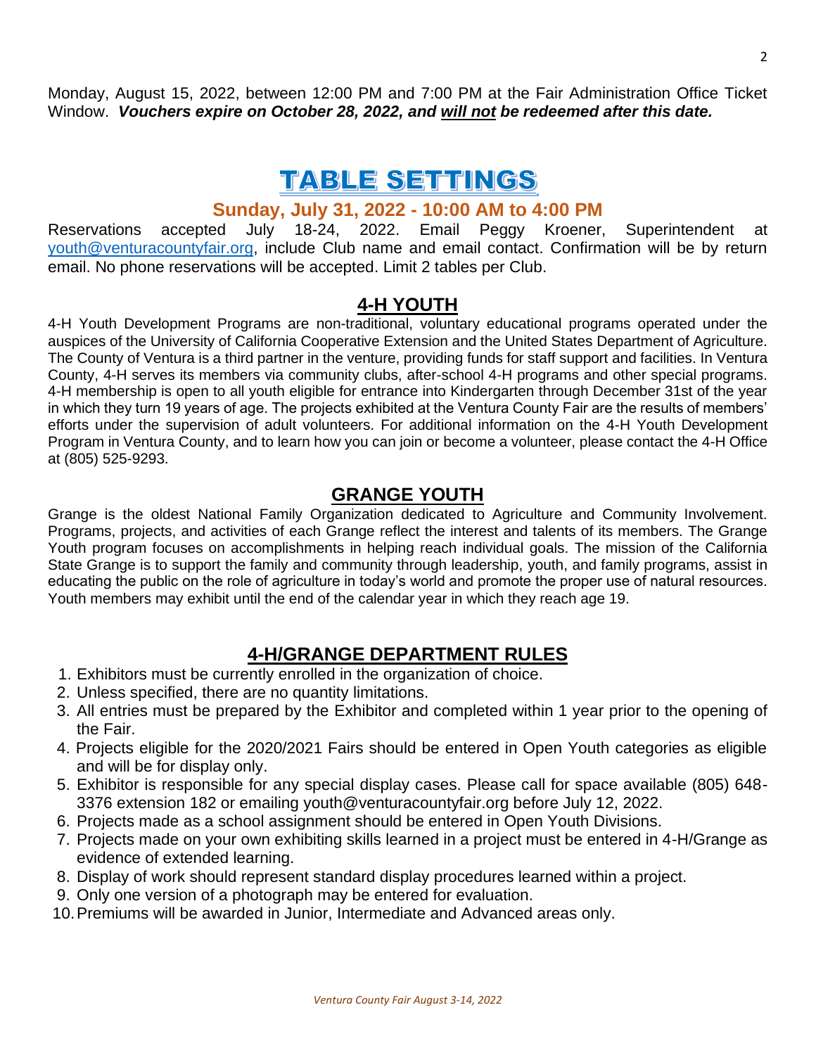Monday, August 15, 2022, between 12:00 PM and 7:00 PM at the Fair Administration Office Ticket Window. ***Vouchers expire on October 28, 2022, and will not be redeemed after this date.***

# TABLE SETTINGS

### Sunday, July 31, 2022 - 10:00 AM to 4:00 PM

Reservations accepted July 18-24, 2022. Email Peggy Kroener, Superintendent at youth@venturacountyfair.org, include Club name and email contact. Confirmation will be by return email. No phone reservations will be accepted. Limit 2 tables per Club.

## 4-H YOUTH

4-H Youth Development Programs are non-traditional, voluntary educational programs operated under the auspices of the University of California Cooperative Extension and the United States Department of Agriculture. The County of Ventura is a third partner in the venture, providing funds for staff support and facilities. In Ventura County, 4-H serves its members via community clubs, after-school 4-H programs and other special programs. 4-H membership is open to all youth eligible for entrance into Kindergarten through December 31st of the year in which they turn 19 years of age. The projects exhibited at the Ventura County Fair are the results of members' efforts under the supervision of adult volunteers. For additional information on the 4-H Youth Development Program in Ventura County, and to learn how you can join or become a volunteer, please contact the 4-H Office at (805) 525-9293.

## GRANGE YOUTH

Grange is the oldest National Family Organization dedicated to Agriculture and Community Involvement. Programs, projects, and activities of each Grange reflect the interest and talents of its members. The Grange Youth program focuses on accomplishments in helping reach individual goals. The mission of the California State Grange is to support the family and community through leadership, youth, and family programs, assist in educating the public on the role of agriculture in today's world and promote the proper use of natural resources. Youth members may exhibit until the end of the calendar year in which they reach age 19.

## 4-H/GRANGE DEPARTMENT RULES

1. Exhibitors must be currently enrolled in the organization of choice.
2. Unless specified, there are no quantity limitations.
3. All entries must be prepared by the Exhibitor and completed within 1 year prior to the opening of the Fair.
4. Projects eligible for the 2020/2021 Fairs should be entered in Open Youth categories as eligible and will be for display only.
5. Exhibitor is responsible for any special display cases. Please call for space available (805) 648-3376 extension 182 or emailing youth@venturacountyfair.org before July 12, 2022.
6. Projects made as a school assignment should be entered in Open Youth Divisions.
7. Projects made on your own exhibiting skills learned in a project must be entered in 4-H/Grange as evidence of extended learning.
8. Display of work should represent standard display procedures learned within a project.
9. Only one version of a photograph may be entered for evaluation.
10. Premiums will be awarded in Junior, Intermediate and Advanced areas only.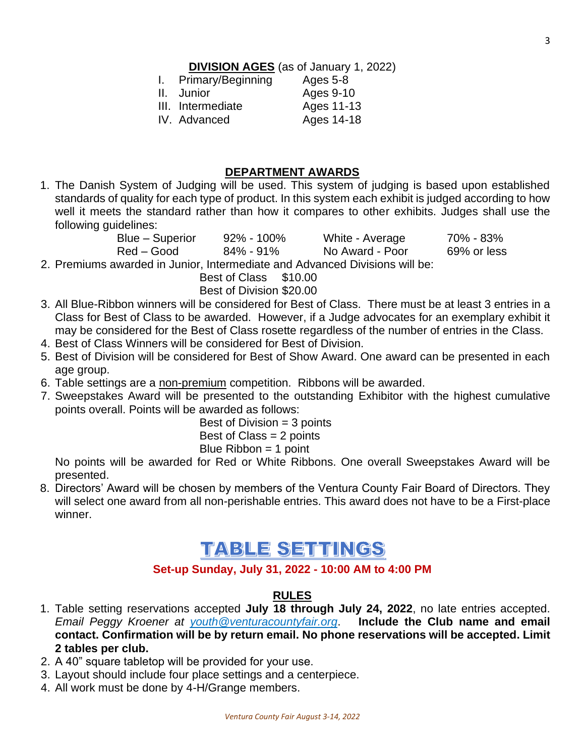**DIVISION AGES** (as of January 1, 2022)

| | Division | Ages |
|---|---|---|
| I. | Primary/Beginning | Ages 5-8 |
| II. | Junior | Ages 9-10 |
| III. | Intermediate | Ages 11-13 |
| IV. | Advanced | Ages 14-18 |

## DEPARTMENT AWARDS

1. The Danish System of Judging will be used. This system of judging is based upon established standards of quality for each type of product. In this system each exhibit is judged according to how well it meets the standard rather than how it compares to other exhibits. Judges shall use the following guidelines:

| | | | |
|---|---|---|---|
| Blue – Superior | 92% - 100% | White - Average | 70% - 83% |
| Red – Good | 84% - 91% | No Award - Poor | 69% or less |

2. Premiums awarded in Junior, Intermediate and Advanced Divisions will be:
   Best of Class $10.00
   Best of Division $20.00
3. All Blue-Ribbon winners will be considered for Best of Class. There must be at least 3 entries in a Class for Best of Class to be awarded. However, if a Judge advocates for an exemplary exhibit it may be considered for the Best of Class rosette regardless of the number of entries in the Class.
4. Best of Class Winners will be considered for Best of Division.
5. Best of Division will be considered for Best of Show Award. One award can be presented in each age group.
6. Table settings are a non-premium competition. Ribbons will be awarded.
7. Sweepstakes Award will be presented to the outstanding Exhibitor with the highest cumulative points overall. Points will be awarded as follows:
   Best of Division = 3 points
   Best of Class = 2 points
   Blue Ribbon = 1 point

   No points will be awarded for Red or White Ribbons. One overall Sweepstakes Award will be presented.
8. Directors' Award will be chosen by members of the Ventura County Fair Board of Directors. They will select one award from all non-perishable entries. This award does not have to be a First-place winner.

# TABLE SETTINGS

**Set-up Sunday, July 31, 2022 - 10:00 AM to 4:00 PM**

## RULES

1. Table setting reservations accepted **July 18 through July 24, 2022**, no late entries accepted. *Email Peggy Kroener at youth@venturacountyfair.org*. **Include the Club name and email contact. Confirmation will be by return email. No phone reservations will be accepted. Limit 2 tables per club.**
2. A 40" square tabletop will be provided for your use.
3. Layout should include four place settings and a centerpiece.
4. All work must be done by 4-H/Grange members.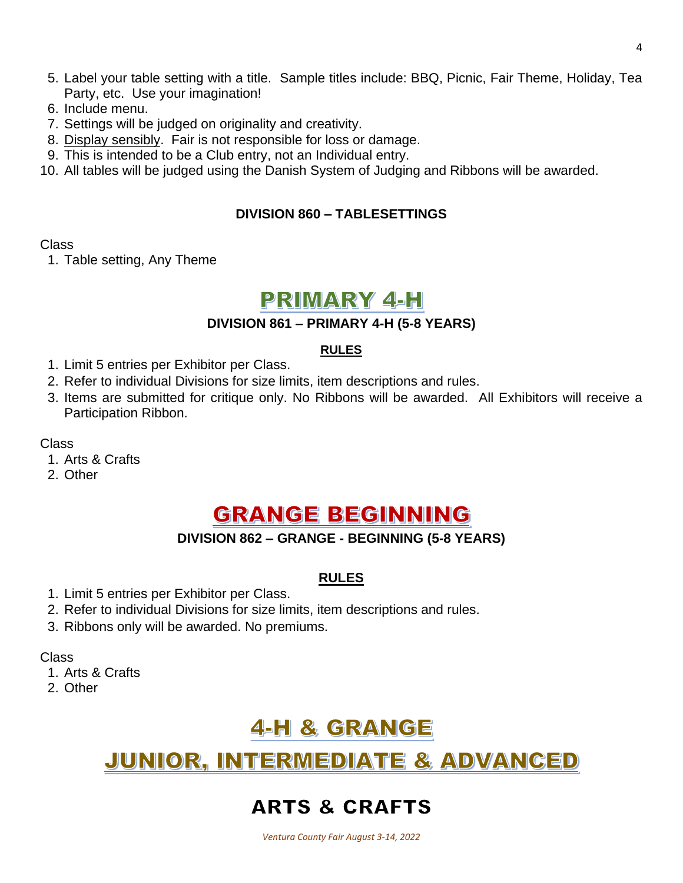5. Label your table setting with a title. Sample titles include: BBQ, Picnic, Fair Theme, Holiday, Tea Party, etc. Use your imagination!
6. Include menu.
7. Settings will be judged on originality and creativity.
8. Display sensibly. Fair is not responsible for loss or damage.
9. This is intended to be a Club entry, not an Individual entry.
10. All tables will be judged using the Danish System of Judging and Ribbons will be awarded.

### DIVISION 860 – TABLESETTINGS

Class
1. Table setting, Any Theme

## PRIMARY 4-H

### DIVISION 861 – PRIMARY 4-H (5-8 YEARS)

**RULES**

1. Limit 5 entries per Exhibitor per Class.
2. Refer to individual Divisions for size limits, item descriptions and rules.
3. Items are submitted for critique only. No Ribbons will be awarded. All Exhibitors will receive a Participation Ribbon.

Class
1. Arts & Crafts
2. Other

## GRANGE BEGINNING

### DIVISION 862 – GRANGE - BEGINNING (5-8 YEARS)

**RULES**

1. Limit 5 entries per Exhibitor per Class.
2. Refer to individual Divisions for size limits, item descriptions and rules.
3. Ribbons only will be awarded. No premiums.

Class
1. Arts & Crafts
2. Other

## 4-H & GRANGE

## JUNIOR, INTERMEDIATE & ADVANCED

## ARTS & CRAFTS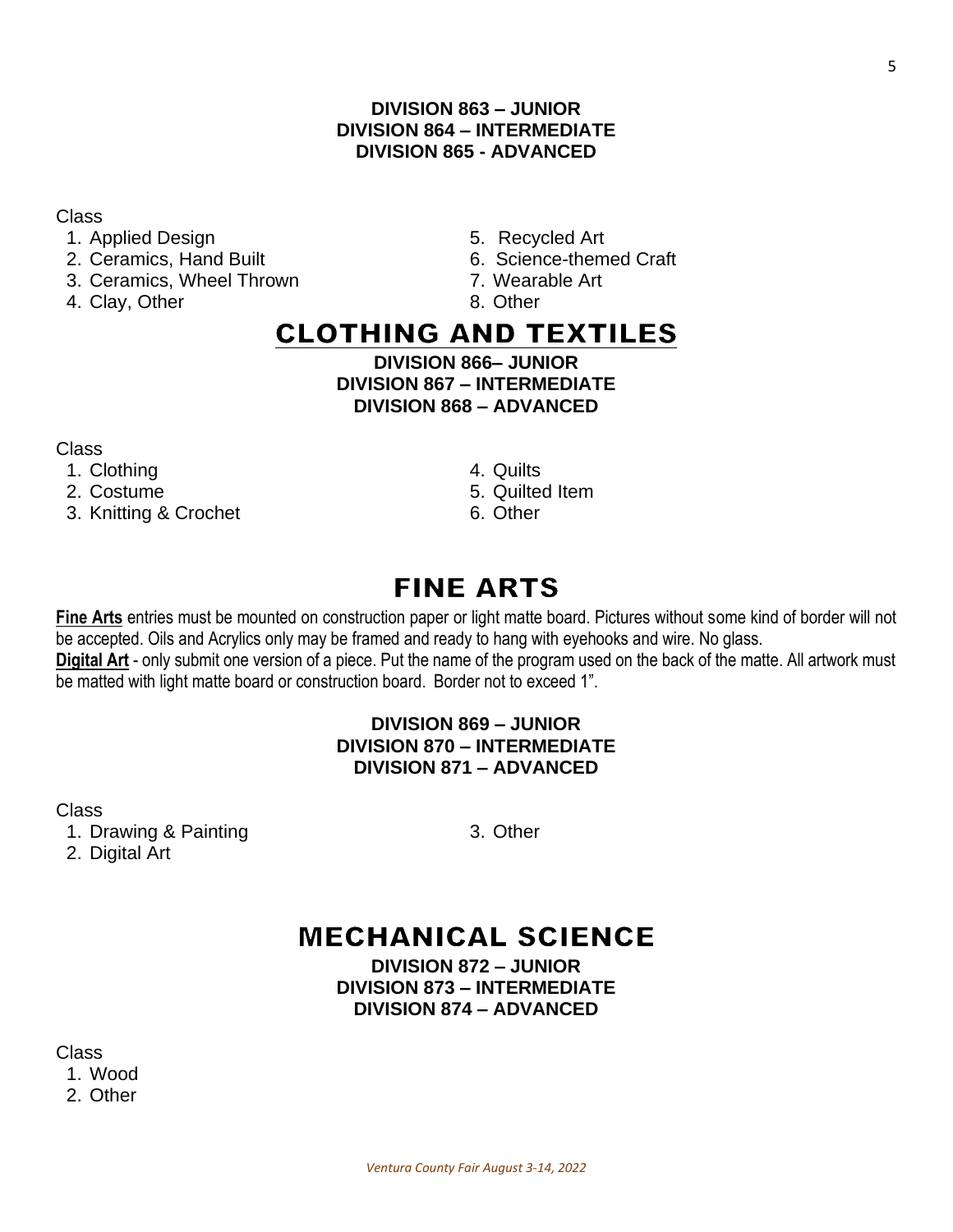**DIVISION 863 – JUNIOR**
**DIVISION 864 – INTERMEDIATE**
**DIVISION 865 - ADVANCED**

Class

1. Applied Design
2. Ceramics, Hand Built
3. Ceramics, Wheel Thrown
4. Clay, Other
5. Recycled Art
6. Science-themed Craft
7. Wearable Art
8. Other

# CLOTHING AND TEXTILES

**DIVISION 866– JUNIOR**
**DIVISION 867 – INTERMEDIATE**
**DIVISION 868 – ADVANCED**

Class

1. Clothing
2. Costume
3. Knitting & Crochet
4. Quilts
5. Quilted Item
6. Other

# FINE ARTS

**Fine Arts** entries must be mounted on construction paper or light matte board. Pictures without some kind of border will not be accepted. Oils and Acrylics only may be framed and ready to hang with eyehooks and wire. No glass.
**Digital Art** - only submit one version of a piece. Put the name of the program used on the back of the matte. All artwork must be matted with light matte board or construction board. Border not to exceed 1".

**DIVISION 869 – JUNIOR**
**DIVISION 870 – INTERMEDIATE**
**DIVISION 871 – ADVANCED**

Class

1. Drawing & Painting
2. Digital Art
3. Other

# MECHANICAL SCIENCE

**DIVISION 872 – JUNIOR**
**DIVISION 873 – INTERMEDIATE**
**DIVISION 874 – ADVANCED**

Class

1. Wood
2. Other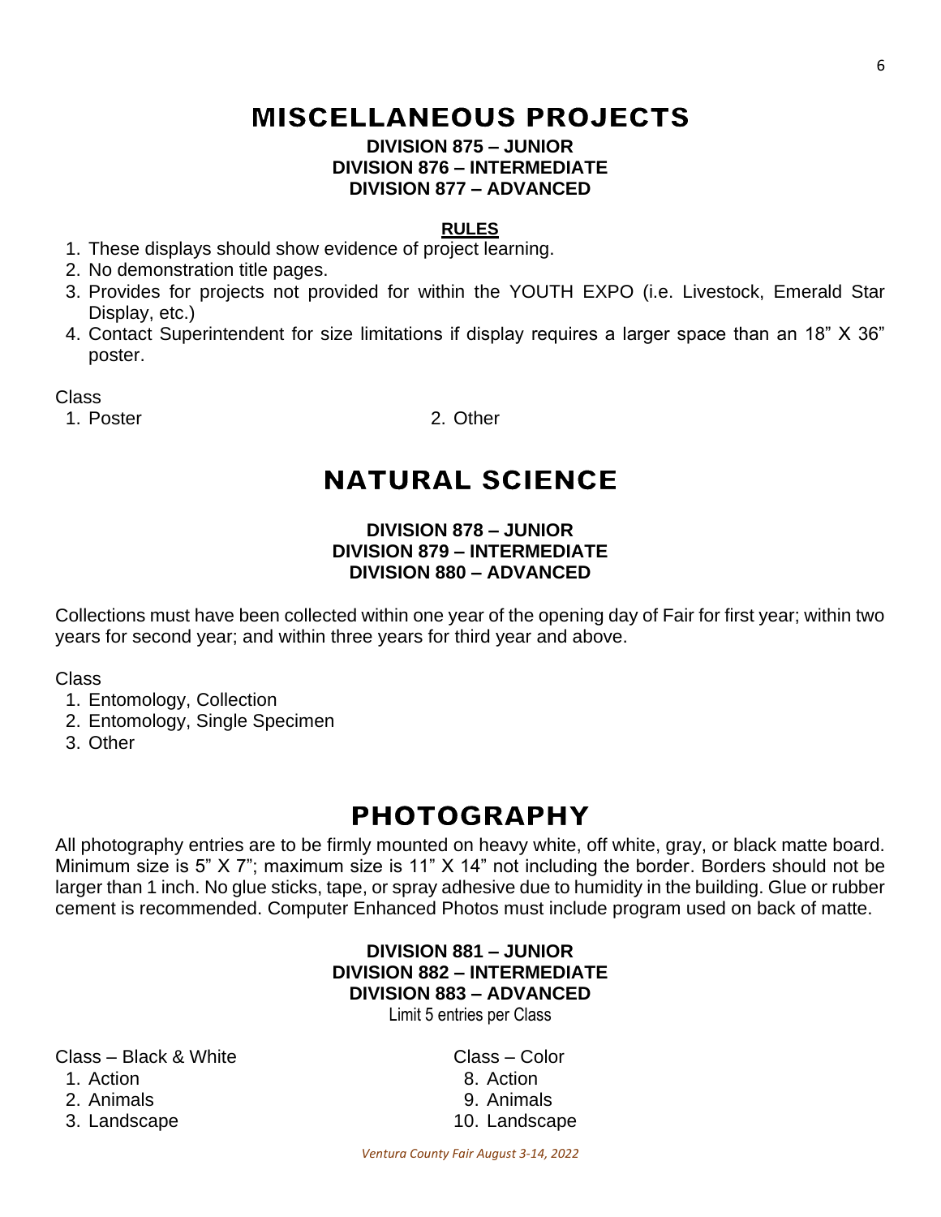# MISCELLANEOUS PROJECTS

**DIVISION 875 – JUNIOR**
**DIVISION 876 – INTERMEDIATE**
**DIVISION 877 – ADVANCED**

**RULES**

1. These displays should show evidence of project learning.
2. No demonstration title pages.
3. Provides for projects not provided for within the YOUTH EXPO (i.e. Livestock, Emerald Star Display, etc.)
4. Contact Superintendent for size limitations if display requires a larger space than an 18" X 36" poster.

Class

1. Poster
2. Other

# NATURAL SCIENCE

**DIVISION 878 – JUNIOR**
**DIVISION 879 – INTERMEDIATE**
**DIVISION 880 – ADVANCED**

Collections must have been collected within one year of the opening day of Fair for first year; within two years for second year; and within three years for third year and above.

Class

1. Entomology, Collection
2. Entomology, Single Specimen
3. Other

# PHOTOGRAPHY

All photography entries are to be firmly mounted on heavy white, off white, gray, or black matte board. Minimum size is 5" X 7"; maximum size is 11" X 14" not including the border. Borders should not be larger than 1 inch. No glue sticks, tape, or spray adhesive due to humidity in the building. Glue or rubber cement is recommended. Computer Enhanced Photos must include program used on back of matte.

**DIVISION 881 – JUNIOR**
**DIVISION 882 – INTERMEDIATE**
**DIVISION 883 – ADVANCED**

Limit 5 entries per Class

Class – Black & White

1. Action
2. Animals
3. Landscape

Class – Color

8. Action
9. Animals
10. Landscape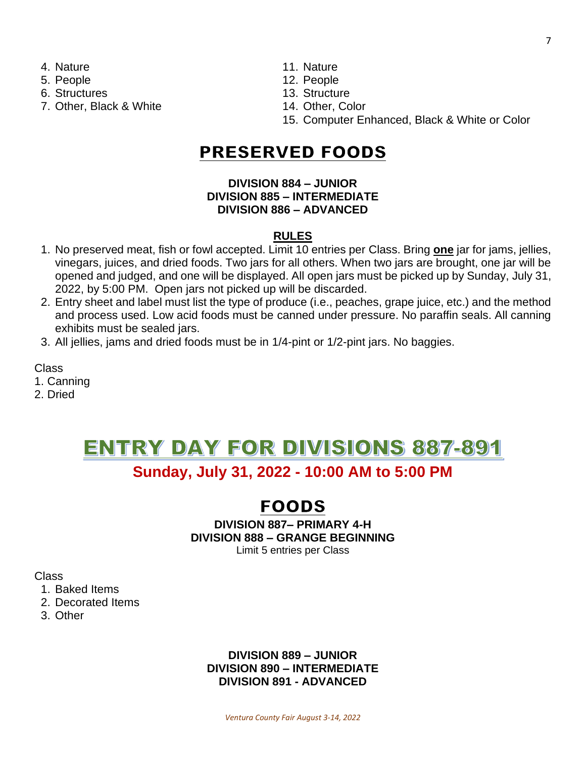4. Nature
5. People
6. Structures
7. Other, Black & White
11. Nature
12. People
13. Structure
14. Other, Color
15. Computer Enhanced, Black & White or Color

# PRESERVED FOODS

**DIVISION 884 – JUNIOR**
**DIVISION 885 – INTERMEDIATE**
**DIVISION 886 – ADVANCED**

**RULES**

1. No preserved meat, fish or fowl accepted. Limit 10 entries per Class. Bring **one** jar for jams, jellies, vinegars, juices, and dried foods. Two jars for all others. When two jars are brought, one jar will be opened and judged, and one will be displayed. All open jars must be picked up by Sunday, July 31, 2022, by 5:00 PM. Open jars not picked up will be discarded.
2. Entry sheet and label must list the type of produce (i.e., peaches, grape juice, etc.) and the method and process used. Low acid foods must be canned under pressure. No paraffin seals. All canning exhibits must be sealed jars.
3. All jellies, jams and dried foods must be in 1/4-pint or 1/2-pint jars. No baggies.

Class
1. Canning
2. Dried

# ENTRY DAY FOR DIVISIONS 887-891

## Sunday, July 31, 2022 - 10:00 AM to 5:00 PM

# FOODS

**DIVISION 887– PRIMARY 4-H**
**DIVISION 888 – GRANGE BEGINNING**
Limit 5 entries per Class

Class
1. Baked Items
2. Decorated Items
3. Other

**DIVISION 889 – JUNIOR**
**DIVISION 890 – INTERMEDIATE**
**DIVISION 891 - ADVANCED**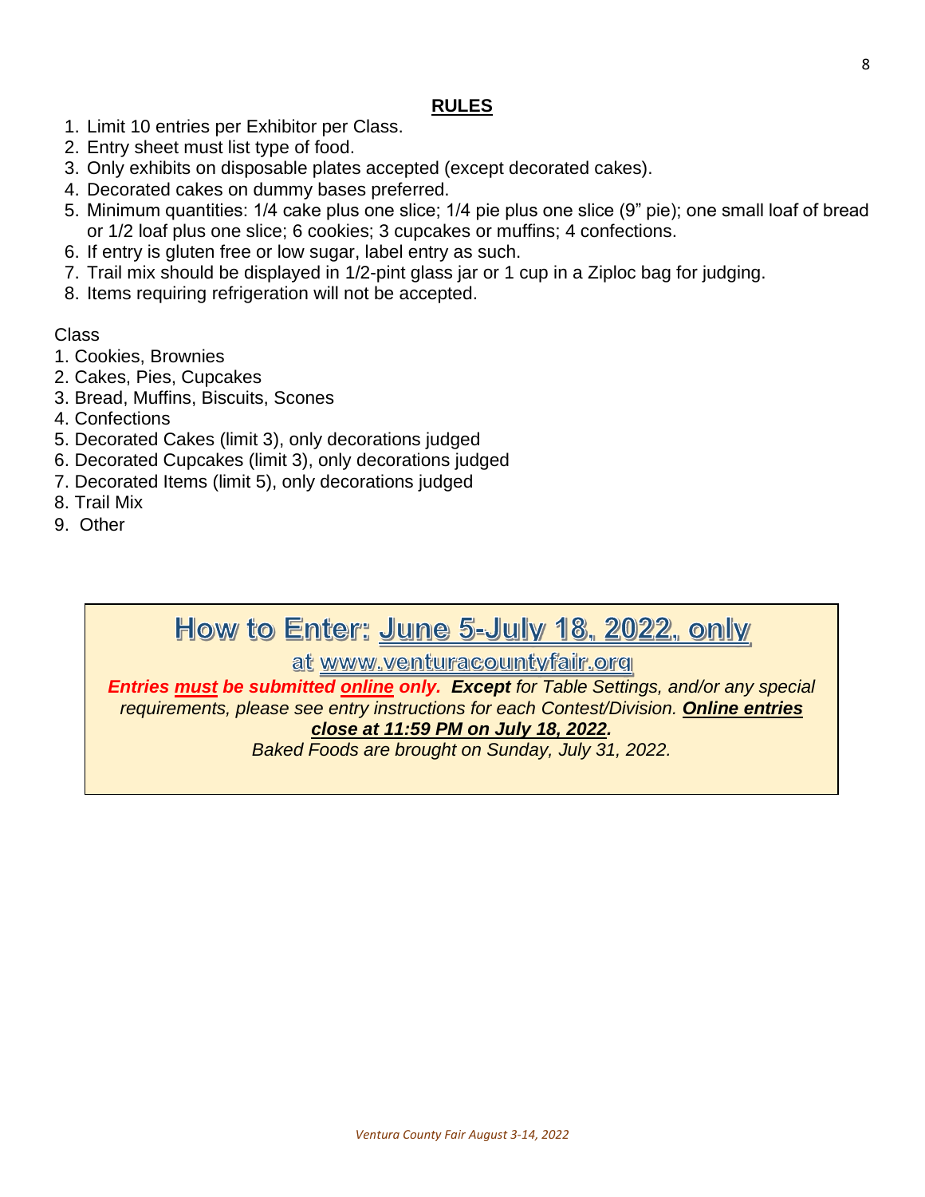## RULES

1. Limit 10 entries per Exhibitor per Class.
2. Entry sheet must list type of food.
3. Only exhibits on disposable plates accepted (except decorated cakes).
4. Decorated cakes on dummy bases preferred.
5. Minimum quantities: 1/4 cake plus one slice; 1/4 pie plus one slice (9" pie); one small loaf of bread or 1/2 loaf plus one slice; 6 cookies; 3 cupcakes or muffins; 4 confections.
6. If entry is gluten free or low sugar, label entry as such.
7. Trail mix should be displayed in 1/2-pint glass jar or 1 cup in a Ziploc bag for judging.
8. Items requiring refrigeration will not be accepted.

Class

1. Cookies, Brownies
2. Cakes, Pies, Cupcakes
3. Bread, Muffins, Biscuits, Scones
4. Confections
5. Decorated Cakes (limit 3), only decorations judged
6. Decorated Cupcakes (limit 3), only decorations judged
7. Decorated Items (limit 5), only decorations judged
8. Trail Mix
9. Other

## How to Enter: June 5-July 18, 2022, only

**at www.venturacountyfair.org**

***Entries must be submitted online only.*** ***Except*** *for Table Settings, and/or any special requirements, please see entry instructions for each Contest/Division.* ***Online entries close at 11:59 PM on July 18, 2022.***

*Baked Foods are brought on Sunday, July 31, 2022.*